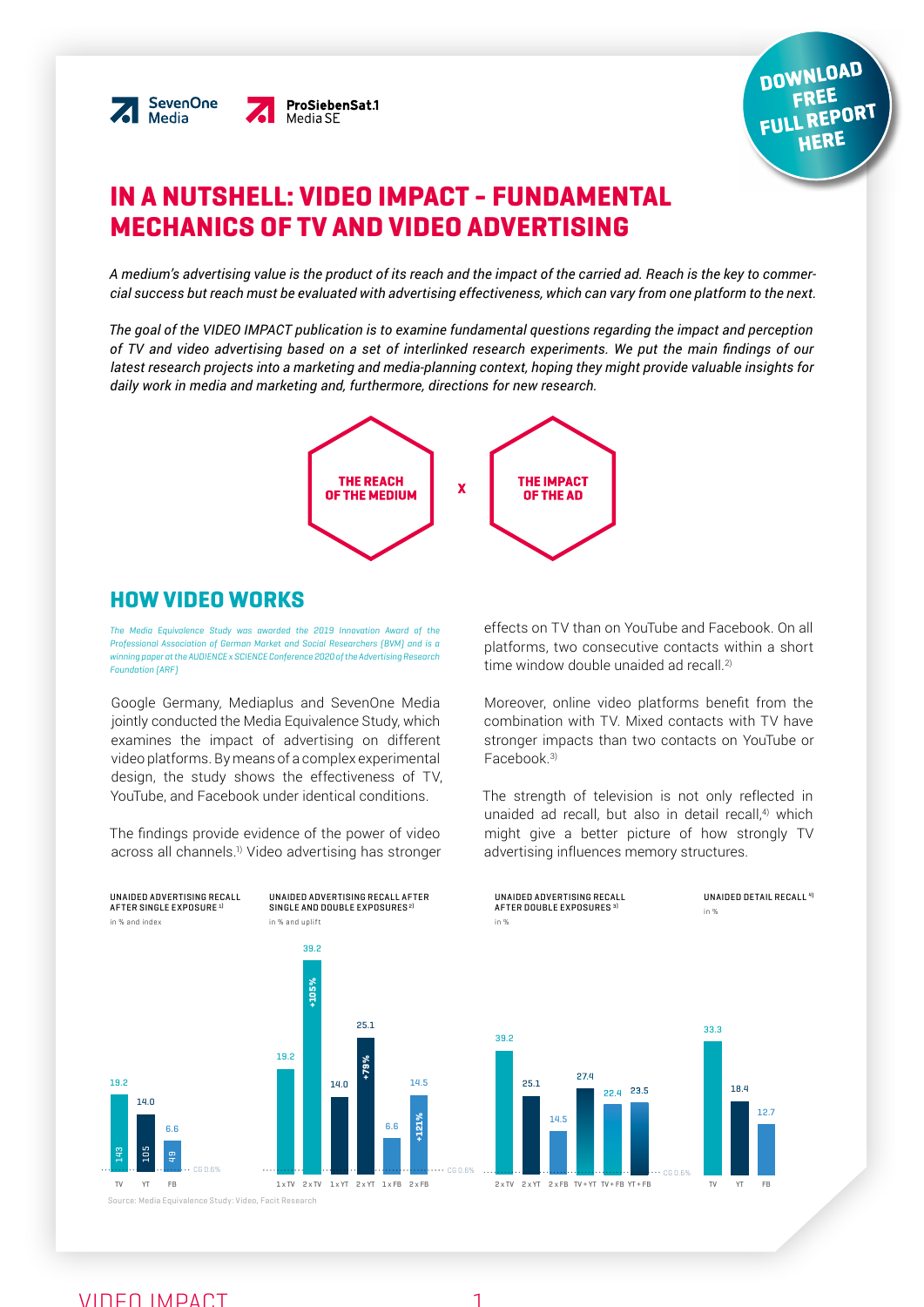SevenOne Media | ProSiebenSat.1 Media SE

DOWNLOAD FREE FULL REPORT HERE

# IN A NUTSHELL: VIDEO IMPACT - FUNDAMENTAL MECHANICS OF TV AND VIDEO ADVERTISING

*A medium's advertising value is the product of its reach and the impact of the carried ad. Reach is the key to commercial success but reach must be evaluated with advertising effectiveness, which can vary from one platform to the next.*

*The goal of the VIDEO IMPACT publication is to examine fundamental questions regarding the impact and perception of TV and video advertising based on a set of interlinked research experiments. We put the main findings of our latest research projects into a marketing and media-planning context, hoping they might provide valuable insights for daily work in media and marketing and, furthermore, directions for new research.*

**THE REACH OF THE MEDIUM** x **THE IMPACT OF THE AD**

## HOW VIDEO WORKS

*The Media Equivalence Study was awarded the 2019 Innovation Award of the Professional Association of German Market and Social Researchers (BVM) and is a winning paper at the AUDIENCE x SCIENCE Conference 2020 of the Advertising Research Foundation (ARF)*

Google Germany, Mediaplus and SevenOne Media jointly conducted the Media Equivalence Study, which examines the impact of advertising on different video platforms. By means of a complex experimental design, the study shows the effectiveness of TV, YouTube, and Facebook under identical conditions.

The findings provide evidence of the power of video across all channels.[1] Video advertising has stronger effects on TV than on YouTube and Facebook. On all platforms, two consecutive contacts within a short time window double unaided ad recall.[2]

Moreover, online video platforms benefit from the combination with TV. Mixed contacts with TV have stronger impacts than two contacts on YouTube or Facebook.[3]

The strength of television is not only reflected in unaided ad recall, but also in detail recall,[4] which might give a better picture of how strongly TV advertising influences memory structures.

**UNAIDED ADVERTISING RECALL AFTER SINGLE EXPOSURE [1]** (in % and index; CG 0.6%)

| | TV | YT | FB |
|---|---|---|---|
| Recall in % | 19.2 | 14.0 | 6.6 |
| Index | 143 | 105 | 49 |

**UNAIDED ADVERTISING RECALL AFTER SINGLE AND DOUBLE EXPOSURES [2]** (in % and uplift; CG 0.6%)

| | 1 x TV | 2 x TV | 1 x YT | 2 x YT | 1 x FB | 2 x FB |
|---|---|---|---|---|---|---|
| Recall in % | 19.2 | 39.2 | 14.0 | 25.1 | 6.6 | 14.5 |
| Uplift | | +105% | | +79% | | +121% |

**UNAIDED ADVERTISING RECALL AFTER DOUBLE EXPOSURES [3]** (in %; CG 0.6%)

| 2 x TV | 2 x YT | 2 x FB | TV + YT | TV + FB | YT + FB |
|---|---|---|---|---|---|
| 39.2 | 25.1 | 14.5 | 27.4 | 22.4 | 23.5 |

**UNAIDED DETAIL RECALL [4]** (in %)

| TV | YT | FB |
|---|---|---|
| 33.3 | 18.4 | 12.7 |

Source: Media Equivalence Study: Video, Facit Research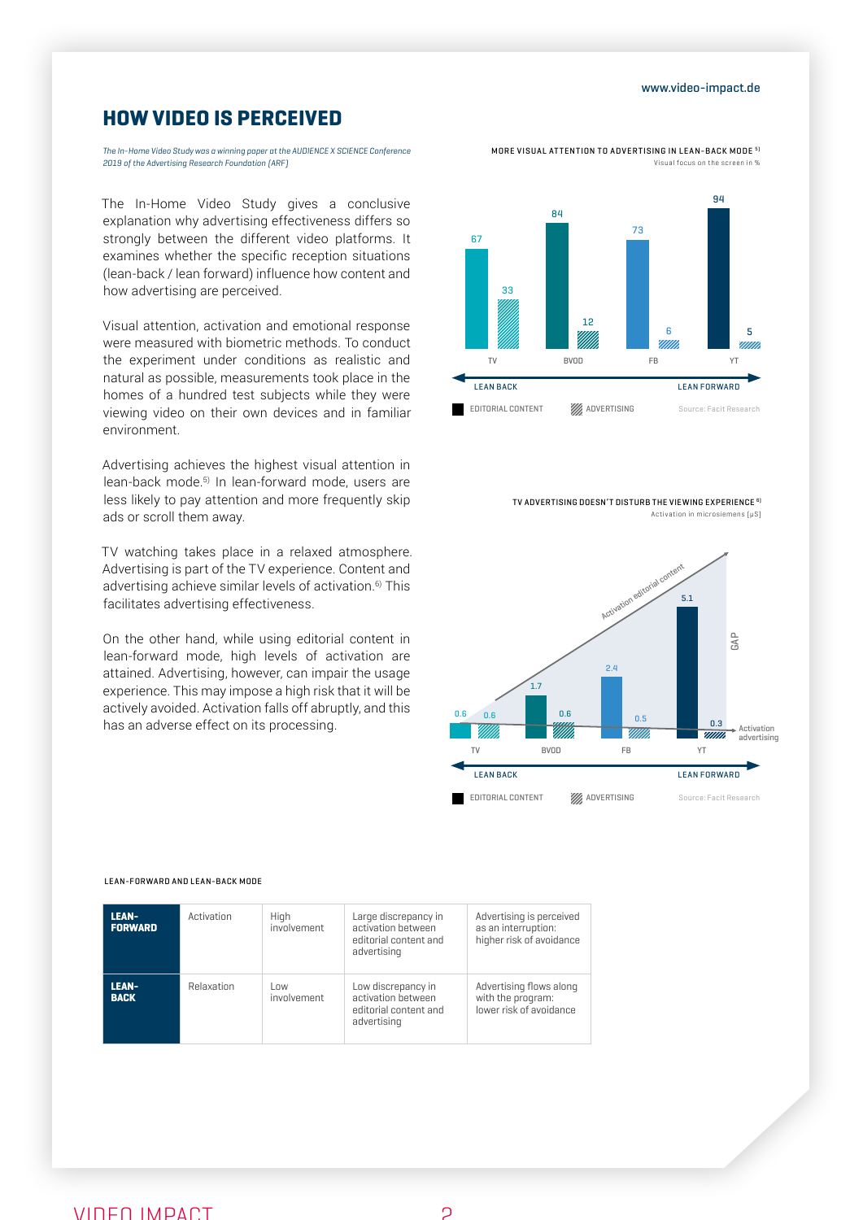# HOW VIDEO IS PERCEIVED

*The In-Home Video Study was a winning paper at the AUDIENCE X SCIENCE Conference 2019 of the Advertising Research Foundation (ARF)*

The In-Home Video Study gives a conclusive explanation why advertising effectiveness differs so strongly between the different video platforms. It examines whether the specific reception situations (lean-back / lean forward) influence how content and how advertising are perceived.

Visual attention, activation and emotional response were measured with biometric methods. To conduct the experiment under conditions as realistic and natural as possible, measurements took place in the homes of a hundred test subjects while they were viewing video on their own devices and in familiar environment.

Advertising achieves the highest visual attention in lean-back mode.[5] In lean-forward mode, users are less likely to pay attention and more frequently skip ads or scroll them away.

TV watching takes place in a relaxed atmosphere. Advertising is part of the TV experience. Content and advertising achieve similar levels of activation.[6] This facilitates advertising effectiveness.

On the other hand, while using editorial content in lean-forward mode, high levels of activation are attained. Advertising, however, can impair the usage experience. This may impose a high risk that it will be actively avoided. Activation falls off abruptly, and this has an adverse effect on its processing.

MORE VISUAL ATTENTION TO ADVERTISING IN LEAN-BACK MODE [5]

Visual focus on the screen in %

| | TV | BVOD | FB | YT |
|---|---|---|---|---|
| Editorial content | 67 | 84 | 73 | 94 |
| Advertising | 33 | 12 | 6 | 5 |

LEAN BACK ← → LEAN FORWARD

Source: Facit Research

TV ADVERTISING DOESN'T DISTURB THE VIEWING EXPERIENCE [6]

Activation in microsiemens [µS]

| | TV | BVOD | FB | YT |
|---|---|---|---|---|
| Editorial content | 0.6 | 1.7 | 2.4 | 5.1 |
| Advertising | 0.6 | 0.6 | 0.5 | 0.3 |

Activation editorial content / Activation advertising / GAP

LEAN BACK ← → LEAN FORWARD

Source: Facit Research

LEAN-FORWARD AND LEAN-BACK MODE

| | | | | |
|---|---|---|---|---|
| **LEAN-FORWARD** | Activation | High involvement | Large discrepancy in activation between editorial content and advertising | Advertising is perceived as an interruption: higher risk of avoidance |
| **LEAN-BACK** | Relaxation | Low involvement | Low discrepancy in activation between editorial content and advertising | Advertising flows along with the program: lower risk of avoidance |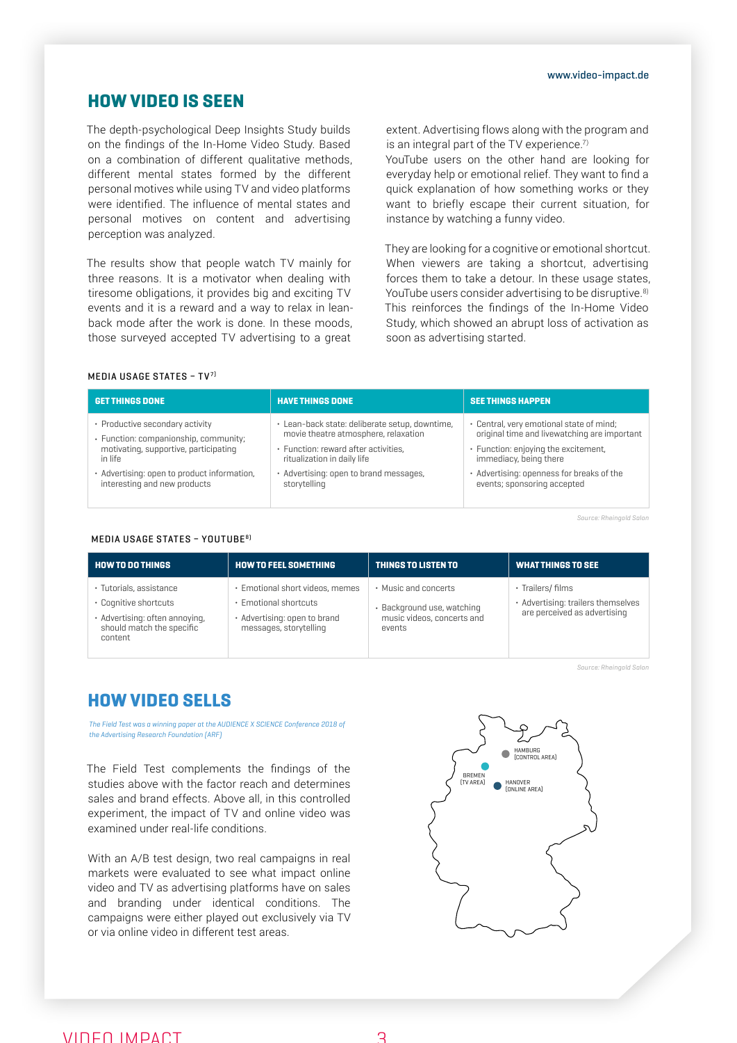# HOW VIDEO IS SEEN

The depth-psychological Deep Insights Study builds on the findings of the In-Home Video Study. Based on a combination of different qualitative methods, different mental states formed by the different personal motives while using TV and video platforms were identified. The influence of mental states and personal motives on content and advertising perception was analyzed.

The results show that people watch TV mainly for three reasons. It is a motivator when dealing with tiresome obligations, it provides big and exciting TV events and it is a reward and a way to relax in lean-back mode after the work is done. In these moods, those surveyed accepted TV advertising to a great extent. Advertising flows along with the program and is an integral part of the TV experience.[7]

YouTube users on the other hand are looking for everyday help or emotional relief. They want to find a quick explanation of how something works or they want to briefly escape their current situation, for instance by watching a funny video.

They are looking for a cognitive or emotional shortcut. When viewers are taking a shortcut, advertising forces them to take a detour. In these usage states, YouTube users consider advertising to be disruptive.[8] This reinforces the findings of the In-Home Video Study, which showed an abrupt loss of activation as soon as advertising started.

MEDIA USAGE STATES – TV[7]

| GET THINGS DONE | HAVE THINGS DONE | SEE THINGS HAPPEN |
|---|---|---|
| • Productive secondary activity<br>• Function: companionship, community; motivating, supportive, participating in life<br>• Advertising: open to product information, interesting and new products | • Lean-back state: deliberate setup, downtime, movie theatre atmosphere, relaxation<br>• Function: reward after activities, ritualization in daily life<br>• Advertising: open to brand messages, storytelling | • Central, very emotional state of mind; original time and livewatching are important<br>• Function: enjoying the excitement, immediacy, being there<br>• Advertising: openness for breaks of the events; sponsoring accepted |

*Source: Rheingold Salon*

MEDIA USAGE STATES – YOUTUBE[8]

| HOW TO DO THINGS | HOW TO FEEL SOMETHING | THINGS TO LISTEN TO | WHAT THINGS TO SEE |
|---|---|---|---|
| • Tutorials, assistance<br>• Cognitive shortcuts<br>• Advertising: often annoying, should match the specific content | • Emotional short videos, memes<br>• Emotional shortcuts<br>• Advertising: open to brand messages, storytelling | • Music and concerts<br>• Background use, watching music videos, concerts and events | • Trailers/ films<br>• Advertising: trailers themselves are perceived as advertising |

*Source: Rheingold Salon*

# HOW VIDEO SELLS

*The Field Test was a winning paper at the AUDIENCE X SCIENCE Conference 2018 of the Advertising Research Foundation (ARF)*

The Field Test complements the findings of the studies above with the factor reach and determines sales and brand effects. Above all, in this controlled experiment, the impact of TV and online video was examined under real-life conditions.

With an A/B test design, two real campaigns in real markets were evaluated to see what impact online video and TV as advertising platforms have on sales and branding under identical conditions. The campaigns were either played out exclusively via TV or via online video in different test areas.

HAMBURG (CONTROL AREA)

BREMEN (TV AREA)

HANOVER (ONLINE AREA)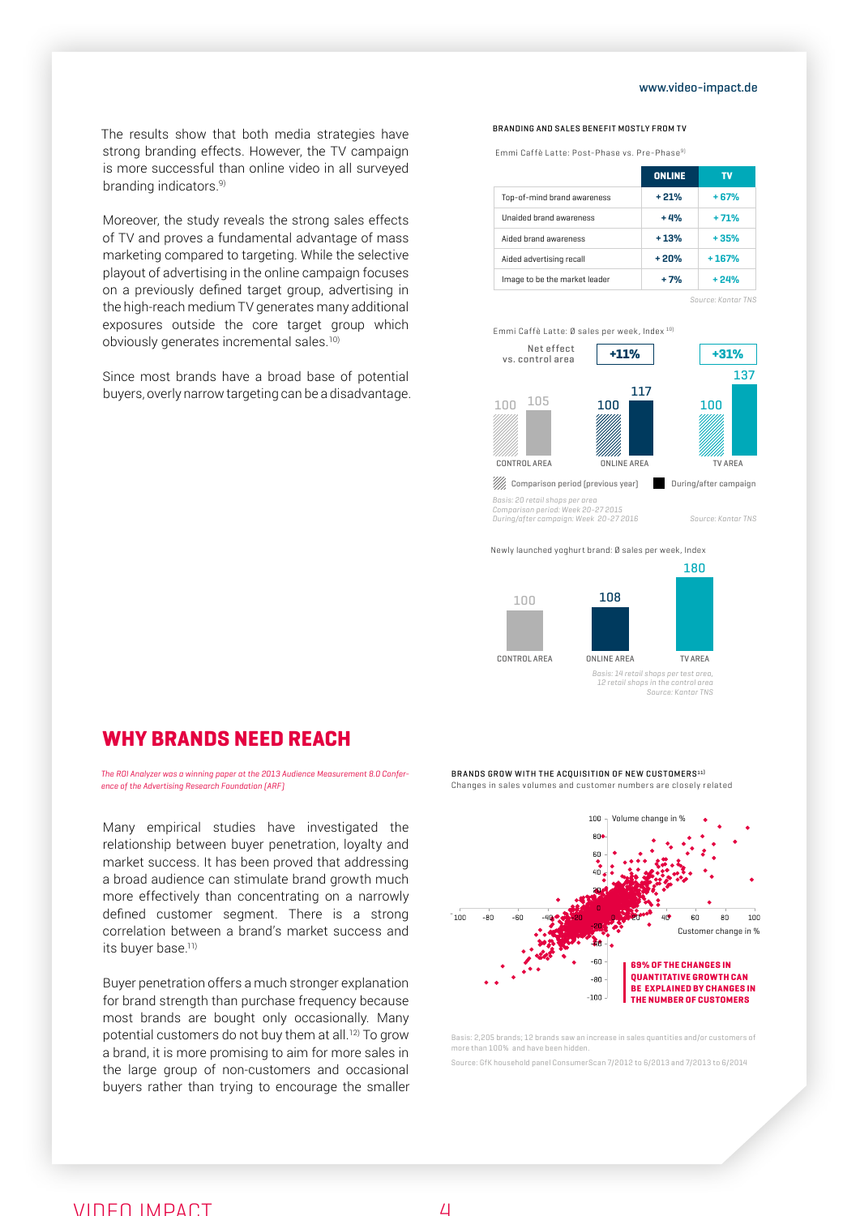The results show that both media strategies have strong branding effects. However, the TV campaign is more successful than online video in all surveyed branding indicators.[9)]

Moreover, the study reveals the strong sales effects of TV and proves a fundamental advantage of mass marketing compared to targeting. While the selective playout of advertising in the online campaign focuses on a previously defined target group, advertising in the high-reach medium TV generates many additional exposures outside the core target group which obviously generates incremental sales.[10)]

Since most brands have a broad base of potential buyers, overly narrow targeting can be a disadvantage.

BRANDING AND SALES BENEFIT MOSTLY FROM TV

Emmi Caffè Latte: Post-Phase vs. Pre-Phase[9)]

| | ONLINE | TV |
|---|---|---|
| Top-of-mind brand awareness | + 21% | + 67% |
| Unaided brand awareness | + 4% | + 71% |
| Aided brand awareness | + 13% | + 35% |
| Aided advertising recall | + 20% | + 167% |
| Image to be the market leader | + 7% | + 24% |

*Source: Kantar TNS*

Emmi Caffè Latte: Ø sales per week, Index[10)]

| | CONTROL AREA | ONLINE AREA | TV AREA |
|---|---|---|---|
| Net effect vs. control area | | +11% | +31% |
| Comparison period (previous year) | 100 | 100 | 100 |
| During/after campaign | 105 | 117 | 137 |

*Basis: 20 retail shops per area*
*Comparison period: Week 20-27 2015*
*During/after campaign: Week 20-27 2016*
*Source: Kantar TNS*

Newly launched yoghurt brand: Ø sales per week, Index

| CONTROL AREA | ONLINE AREA | TV AREA |
|---|---|---|
| 100 | 108 | 180 |

*Basis: 14 retail shops per test area, 12 retail shops in the control area*
*Source: Kantar TNS*

## WHY BRANDS NEED REACH

*The ROI Analyzer was a winning paper at the 2013 Audience Measurement 8.0 Conference of the Advertising Research Foundation (ARF)*

Many empirical studies have investigated the relationship between buyer penetration, loyalty and market success. It has been proved that addressing a broad audience can stimulate brand growth much more effectively than concentrating on a narrowly defined customer segment. There is a strong correlation between a brand's market success and its buyer base.[11)]

Buyer penetration offers a much stronger explanation for brand strength than purchase frequency because most brands are bought only occasionally. Many potential customers do not buy them at all.[12)] To grow a brand, it is more promising to aim for more sales in the large group of non-customers and occasional buyers rather than trying to encourage the smaller

BRANDS GROW WITH THE ACQUISITION OF NEW CUSTOMERS[11)]

Changes in sales volumes and customer numbers are closely related

Volume change in %

Customer change in %

**69% OF THE CHANGES IN QUANTITATIVE GROWTH CAN BE EXPLAINED BY CHANGES IN THE NUMBER OF CUSTOMERS**

Basis: 2,205 brands; 12 brands saw an increase in sales quantities and/or customers of more than 100% and have been hidden.

Source: GfK household panel ConsumerScan 7/2012 to 6/2013 and 7/2013 to 6/2014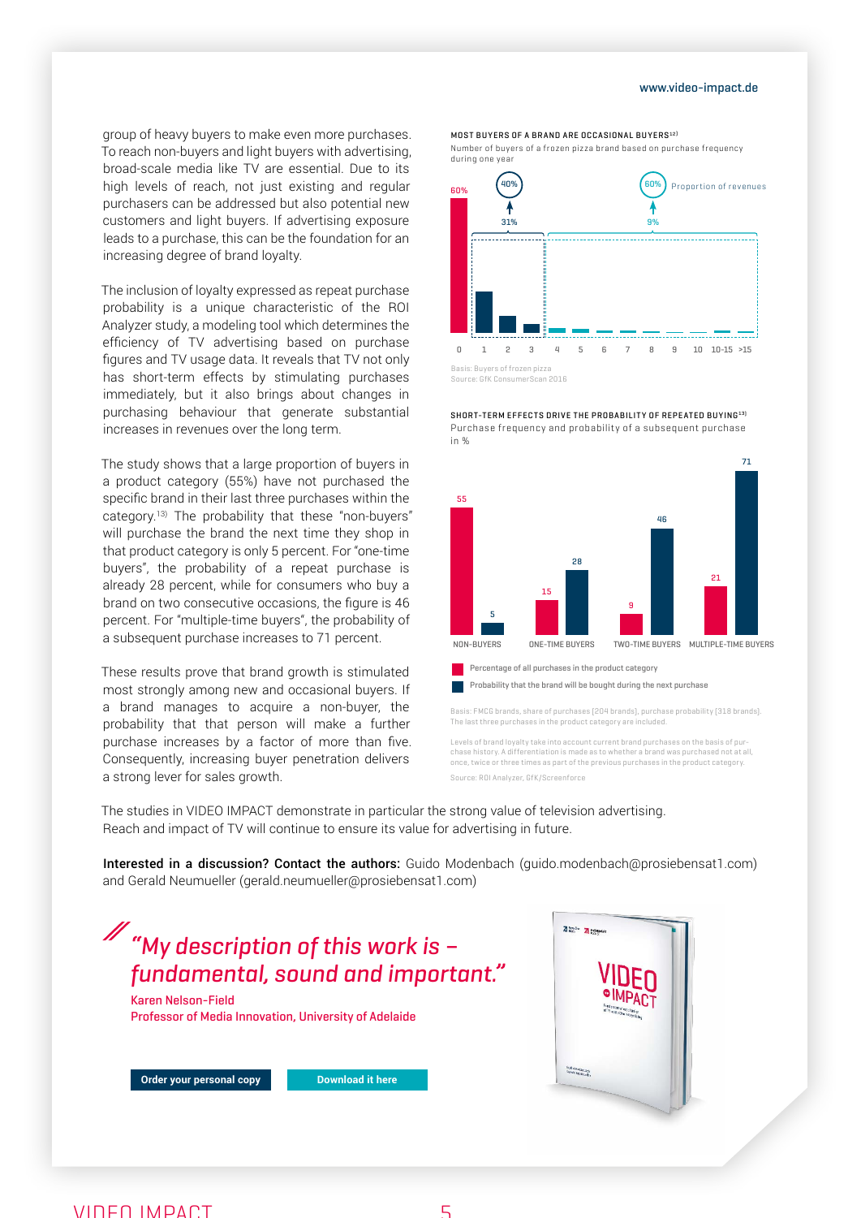group of heavy buyers to make even more purchases. To reach non-buyers and light buyers with advertising, broad-scale media like TV are essential. Due to its high levels of reach, not just existing and regular purchasers can be addressed but also potential new customers and light buyers. If advertising exposure leads to a purchase, this can be the foundation for an increasing degree of brand loyalty.

The inclusion of loyalty expressed as repeat purchase probability is a unique characteristic of the ROI Analyzer study, a modeling tool which determines the efficiency of TV advertising based on purchase figures and TV usage data. It reveals that TV not only has short-term effects by stimulating purchases immediately, but it also brings about changes in purchasing behaviour that generate substantial increases in revenues over the long term.

The study shows that a large proportion of buyers in a product category (55%) have not purchased the specific brand in their last three purchases within the category.[13] The probability that these "non-buyers" will purchase the brand the next time they shop in that product category is only 5 percent. For "one-time buyers", the probability of a repeat purchase is already 28 percent, while for consumers who buy a brand on two consecutive occasions, the figure is 46 percent. For "multiple-time buyers", the probability of a subsequent purchase increases to 71 percent.

These results prove that brand growth is stimulated most strongly among new and occasional buyers. If a brand manages to acquire a non-buyer, the probability that that person will make a further purchase increases by a factor of more than five. Consequently, increasing buyer penetration delivers a strong lever for sales growth.

**MOST BUYERS OF A BRAND ARE OCCASIONAL BUYERS[12]**

Number of buyers of a frozen pizza brand based on purchase frequency during one year

60%

40%

31%

60%

Proportion of revenues

9%

0 1 2 3 4 5 6 7 8 9 10 10-15 >15

Basis: Buyers of frozen pizza
Source: GfK ConsumerScan 2016

**SHORT-TERM EFFECTS DRIVE THE PROBABILITY OF REPEATED BUYING[13]**

Purchase frequency and probability of a subsequent purchase in %

55, 5 — NON-BUYERS
15, 28 — ONE-TIME BUYERS
9, 46 — TWO-TIME BUYERS
21, 71 — MULTIPLE-TIME BUYERS

Percentage of all purchases in the product category

Probability that the brand will be bought during the next purchase

Basis: FMCG brands, share of purchases (204 brands), purchase probability (318 brands). The last three purchases in the product category are included.

Levels of brand loyalty take into account current brand purchases on the basis of purchase history. A differentiation is made as to whether a brand was purchased not at all, once, twice or three times as part of the previous purchases in the product category.

Source: ROI Analyzer, GfK/Screenforce

The studies in VIDEO IMPACT demonstrate in particular the strong value of television advertising. Reach and impact of TV will continue to ensure its value for advertising in future.

**Interested in a discussion? Contact the authors:** Guido Modenbach (guido.modenbach@prosiebensat1.com) and Gerald Neumueller (gerald.neumueller@prosiebensat1.com)

> *"My description of this work is – fundamental, sound and important."*
>
> Karen Nelson-Field
> Professor of Media Innovation, University of Adelaide

Order your personal copy

Download it here